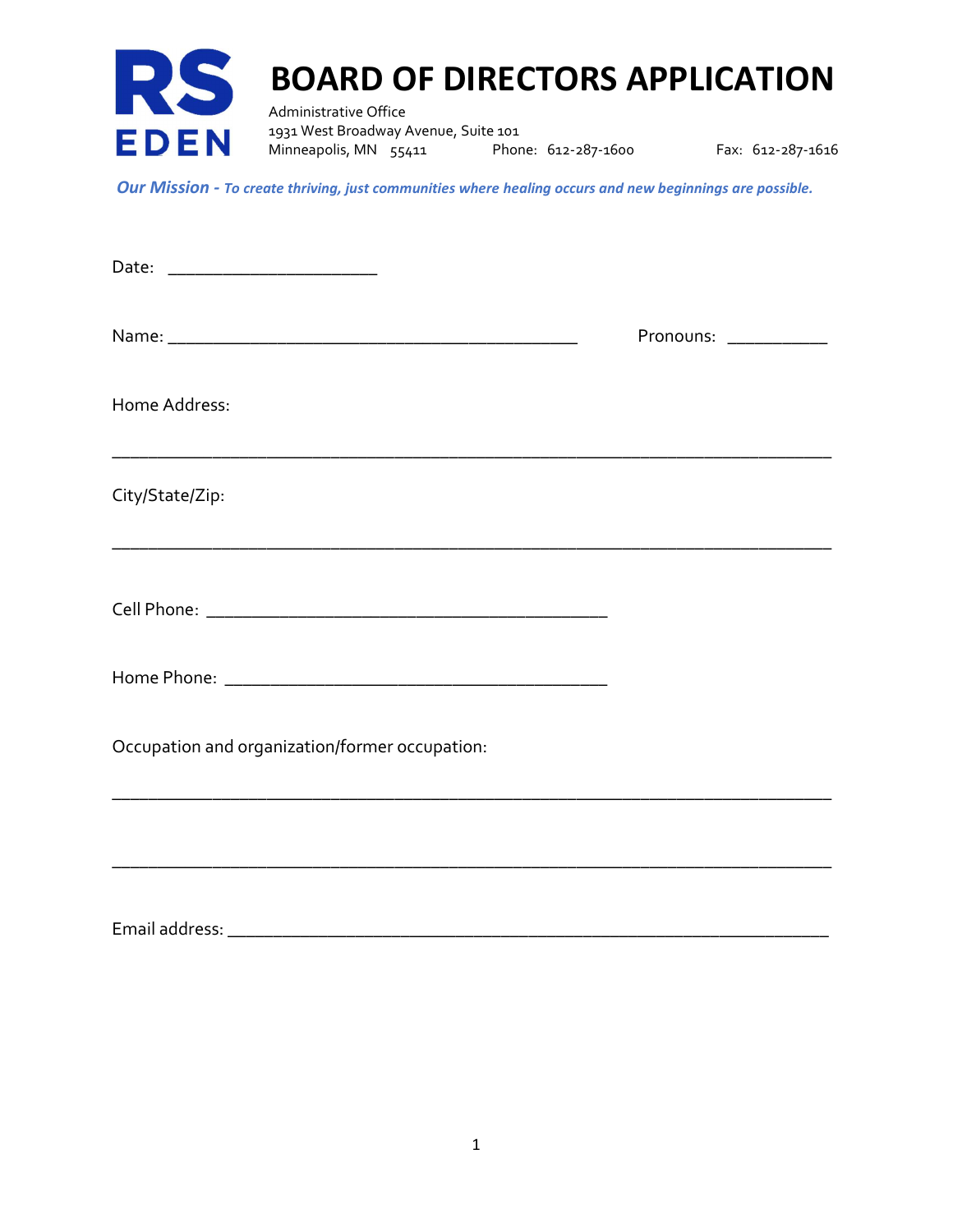RS EDEN

# BOARD OF DIRECTORS APPLICATION

Administrative Office
1931 West Broadway Avenue, Suite 101
Minneapolis, MN 55411 Phone: 612-287-1600 Fax: 612-287-1616

***Our Mission** - To create thriving, just communities where healing occurs and new beginnings are possible.*

Date: ______________________

Name: ___________________________________________ Pronouns: __________

Home Address:

____________________________________________________________________________

City/State/Zip:

____________________________________________________________________________

Cell Phone: ___________________________________________

Home Phone: _________________________________________

Occupation and organization/former occupation:

____________________________________________________________________________

____________________________________________________________________________

Email address: _________________________________________________________________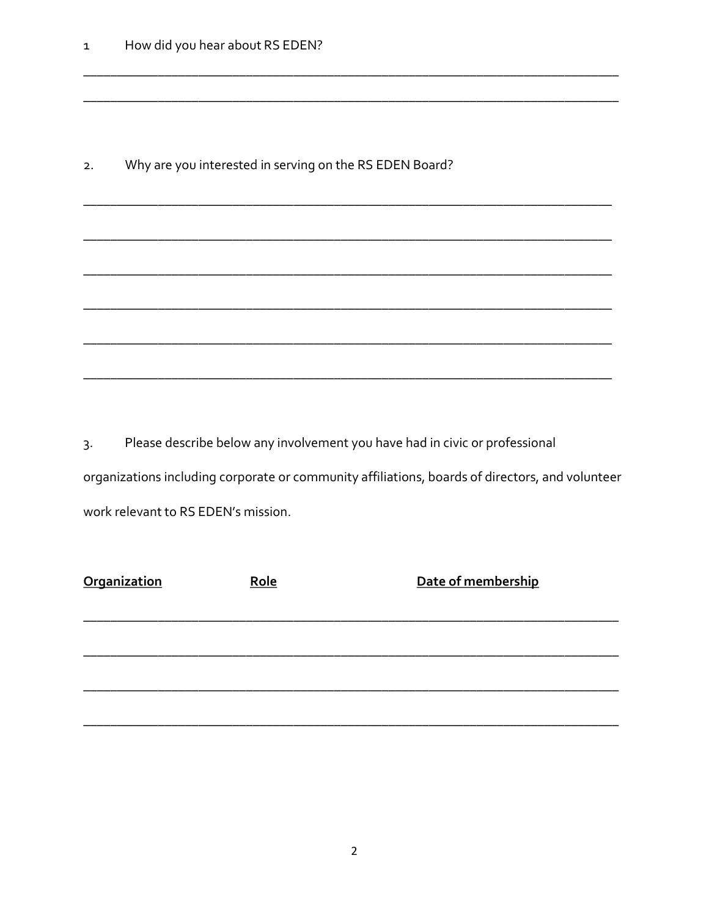1 How did you hear about RS EDEN?

______________________________________________________________________________

______________________________________________________________________________

2. Why are you interested in serving on the RS EDEN Board?

______________________________________________________________________________

______________________________________________________________________________

______________________________________________________________________________

______________________________________________________________________________

______________________________________________________________________________

______________________________________________________________________________

3. Please describe below any involvement you have had in civic or professional organizations including corporate or community affiliations, boards of directors, and volunteer work relevant to RS EDEN's mission.

| Organization | Role | Date of membership |
| --- | --- | --- |
| | | |
| | | |
| | | |
| | | |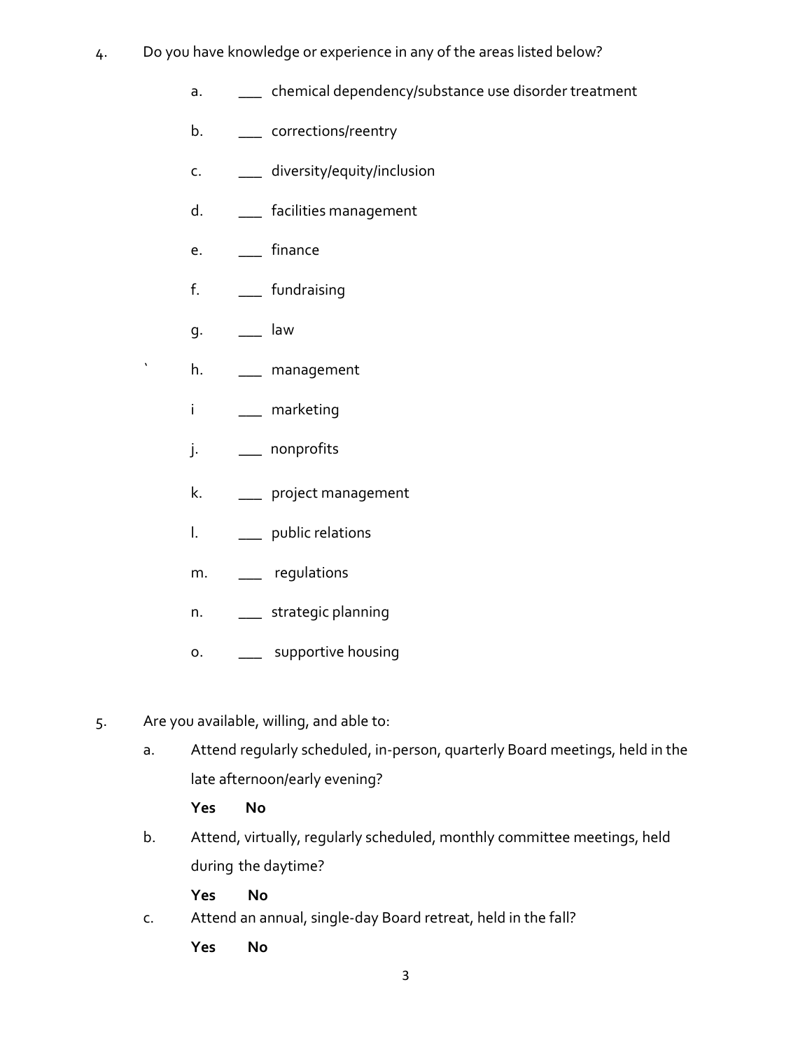4. Do you have knowledge or experience in any of the areas listed below?

   a. ___ chemical dependency/substance use disorder treatment

   b. ___ corrections/reentry

   c. ___ diversity/equity/inclusion

   d. ___ facilities management

   e. ___ finance

   f. ___ fundraising

   g. ___ law

   h. ___ management

   i ___ marketing

   j. ___ nonprofits

   k. ___ project management

   l. ___ public relations

   m. ___ regulations

   n. ___ strategic planning

   o. ___ supportive housing

5. Are you available, willing, and able to:

   a. Attend regularly scheduled, in-person, quarterly Board meetings, held in the late afternoon/early evening?

      **Yes** **No**

   b. Attend, virtually, regularly scheduled, monthly committee meetings, held during the daytime?

      **Yes** **No**

   c. Attend an annual, single-day Board retreat, held in the fall?

      **Yes** **No**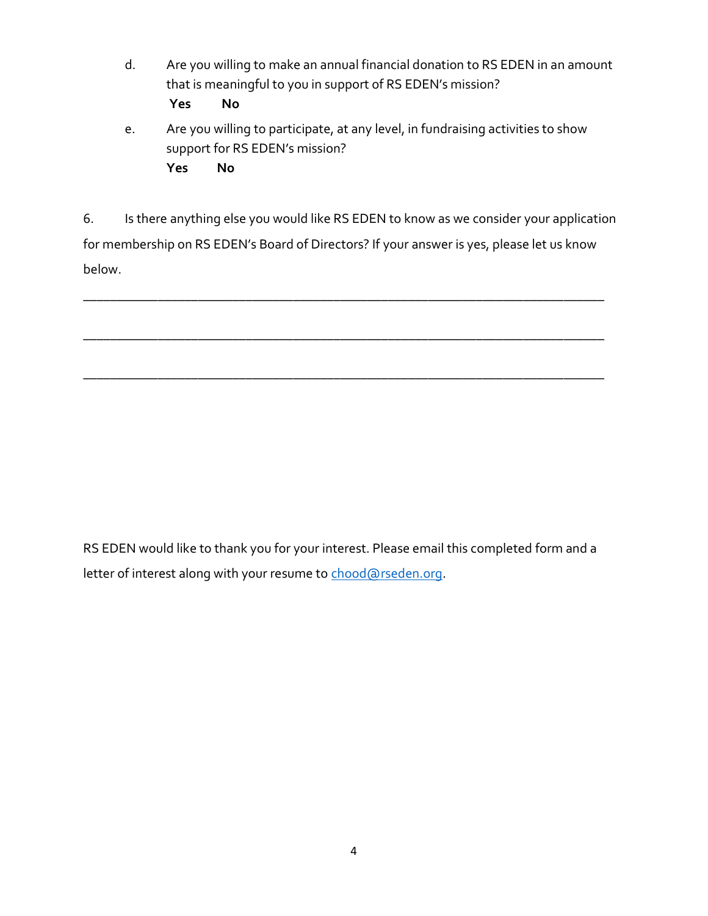d. Are you willing to make an annual financial donation to RS EDEN in an amount that is meaningful to you in support of RS EDEN's mission?

**Yes** **No**

e. Are you willing to participate, at any level, in fundraising activities to show support for RS EDEN's mission?

**Yes** **No**

6. Is there anything else you would like RS EDEN to know as we consider your application for membership on RS EDEN's Board of Directors? If your answer is yes, please let us know below.

___________________________________________________________________________

___________________________________________________________________________

___________________________________________________________________________

RS EDEN would like to thank you for your interest. Please email this completed form and a letter of interest along with your resume to [chood@rseden.org](mailto:chood@rseden.org).